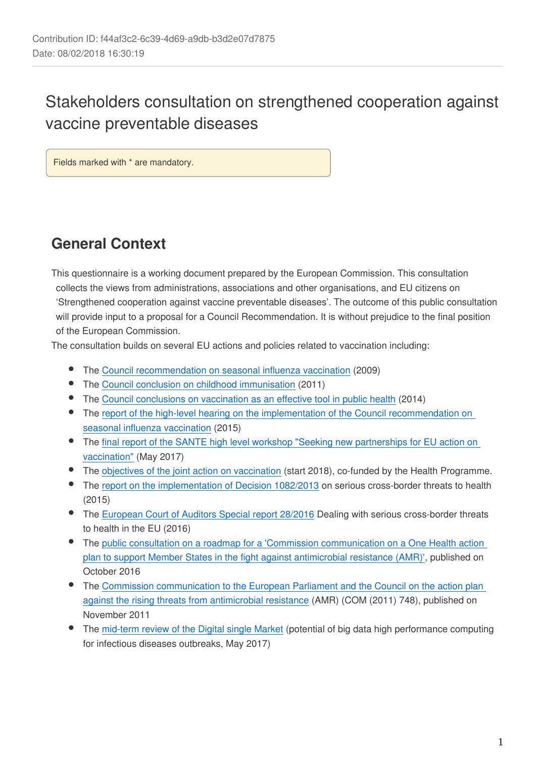Contribution ID: f44af3c2-6c39-4d69-a9db-b3d2e07d7875
Date: 08/02/2018 16:30:19

# Stakeholders consultation on strengthened cooperation against vaccine preventable diseases

Fields marked with * are mandatory.

## General Context

This questionnaire is a working document prepared by the European Commission. This consultation collects the views from administrations, associations and other organisations, and EU citizens on 'Strengthened cooperation against vaccine preventable diseases'. The outcome of this public consultation will provide input to a proposal for a Council Recommendation. It is without prejudice to the final position of the European Commission.

The consultation builds on several EU actions and policies related to vaccination including:

- The Council recommendation on seasonal influenza vaccination (2009)
- The Council conclusion on childhood immunisation (2011)
- The Council conclusions on vaccination as an effective tool in public health (2014)
- The report of the high-level hearing on the implementation of the Council recommendation on seasonal influenza vaccination (2015)
- The final report of the SANTE high level workshop "Seeking new partnerships for EU action on vaccination" (May 2017)
- The objectives of the joint action on vaccination (start 2018), co-funded by the Health Programme.
- The report on the implementation of Decision 1082/2013 on serious cross-border threats to health (2015)
- The European Court of Auditors Special report 28/2016 Dealing with serious cross-border threats to health in the EU (2016)
- The public consultation on a roadmap for a 'Commission communication on a One Health action plan to support Member States in the fight against antimicrobial resistance (AMR)', published on October 2016
- The Commission communication to the European Parliament and the Council on the action plan against the rising threats from antimicrobial resistance (AMR) (COM (2011) 748), published on November 2011
- The mid-term review of the Digital single Market (potential of big data high performance computing for infectious diseases outbreaks, May 2017)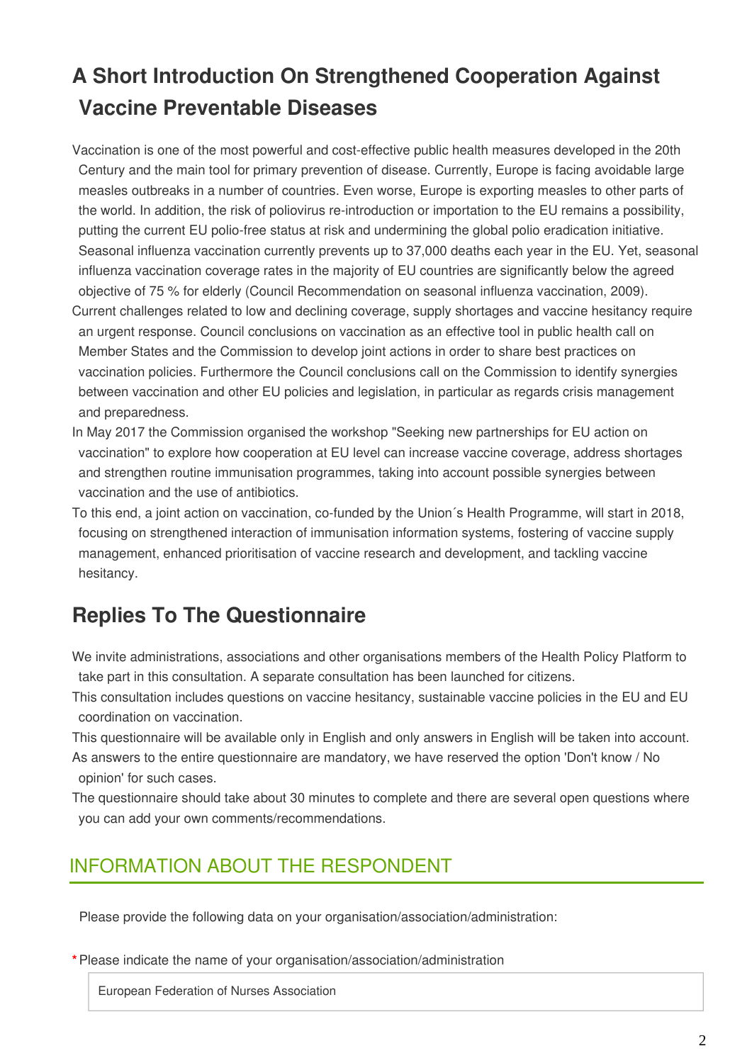## A Short Introduction On Strengthened Cooperation Against Vaccine Preventable Diseases

Vaccination is one of the most powerful and cost-effective public health measures developed in the 20th Century and the main tool for primary prevention of disease. Currently, Europe is facing avoidable large measles outbreaks in a number of countries. Even worse, Europe is exporting measles to other parts of the world. In addition, the risk of poliovirus re-introduction or importation to the EU remains a possibility, putting the current EU polio-free status at risk and undermining the global polio eradication initiative. Seasonal influenza vaccination currently prevents up to 37,000 deaths each year in the EU. Yet, seasonal influenza vaccination coverage rates in the majority of EU countries are significantly below the agreed objective of 75 % for elderly (Council Recommendation on seasonal influenza vaccination, 2009).

Current challenges related to low and declining coverage, supply shortages and vaccine hesitancy require an urgent response. Council conclusions on vaccination as an effective tool in public health call on Member States and the Commission to develop joint actions in order to share best practices on vaccination policies. Furthermore the Council conclusions call on the Commission to identify synergies between vaccination and other EU policies and legislation, in particular as regards crisis management and preparedness.

In May 2017 the Commission organised the workshop "Seeking new partnerships for EU action on vaccination" to explore how cooperation at EU level can increase vaccine coverage, address shortages and strengthen routine immunisation programmes, taking into account possible synergies between vaccination and the use of antibiotics.

To this end, a joint action on vaccination, co-funded by the Union´s Health Programme, will start in 2018, focusing on strengthened interaction of immunisation information systems, fostering of vaccine supply management, enhanced prioritisation of vaccine research and development, and tackling vaccine hesitancy.

## Replies To The Questionnaire

We invite administrations, associations and other organisations members of the Health Policy Platform to take part in this consultation. A separate consultation has been launched for citizens.

This consultation includes questions on vaccine hesitancy, sustainable vaccine policies in the EU and EU coordination on vaccination.

This questionnaire will be available only in English and only answers in English will be taken into account.

As answers to the entire questionnaire are mandatory, we have reserved the option 'Don't know / No opinion' for such cases.

The questionnaire should take about 30 minutes to complete and there are several open questions where you can add your own comments/recommendations.

## INFORMATION ABOUT THE RESPONDENT

Please provide the following data on your organisation/association/administration:

*Please indicate the name of your organisation/association/administration

European Federation of Nurses Association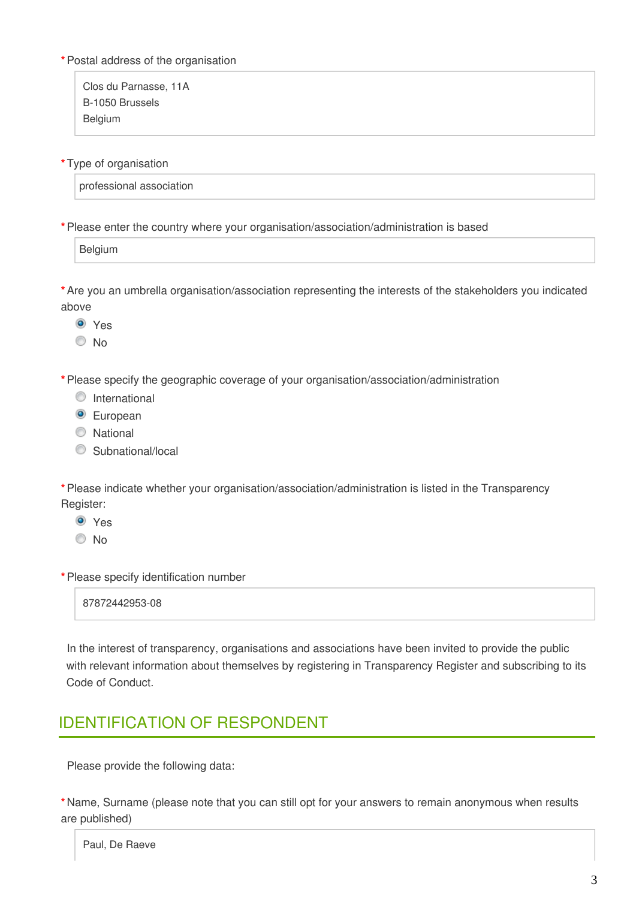\* Postal address of the organisation

Clos du Parnasse, 11A
B-1050 Brussels
Belgium

\* Type of organisation

professional association

\* Please enter the country where your organisation/association/administration is based

Belgium

\* Are you an umbrella organisation/association representing the interests of the stakeholders you indicated above

- (•) Yes
- ( ) No

\* Please specify the geographic coverage of your organisation/association/administration

- ( ) International
- (•) European
- ( ) National
- ( ) Subnational/local

\* Please indicate whether your organisation/association/administration is listed in the Transparency Register:

- (•) Yes
- ( ) No

\* Please specify identification number

87872442953-08

In the interest of transparency, organisations and associations have been invited to provide the public with relevant information about themselves by registering in Transparency Register and subscribing to its Code of Conduct.

## IDENTIFICATION OF RESPONDENT

Please provide the following data:

\* Name, Surname (please note that you can still opt for your answers to remain anonymous when results are published)

Paul, De Raeve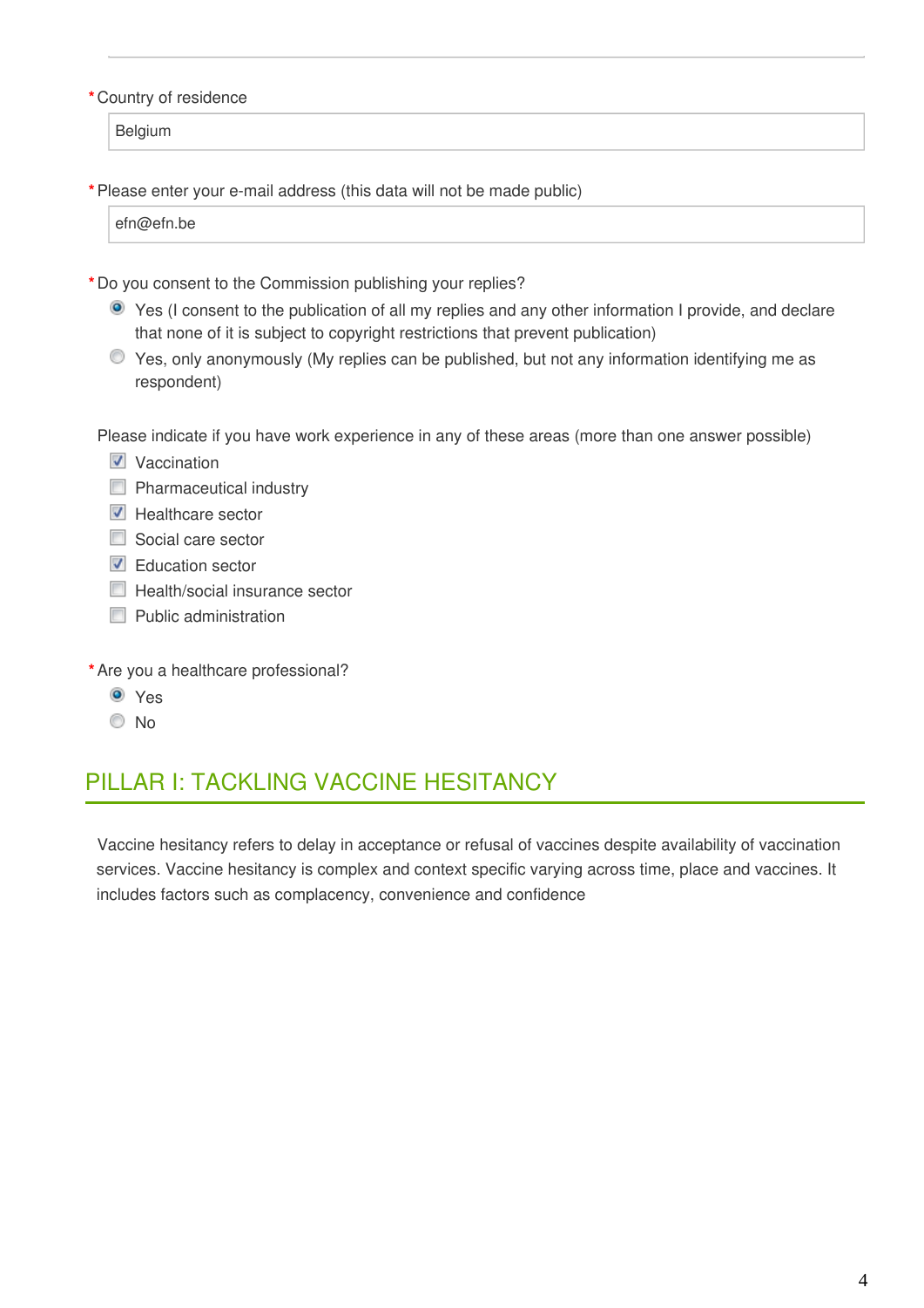*Country of residence

Belgium

*Please enter your e-mail address (this data will not be made public)

efn@efn.be

*Do you consent to the Commission publishing your replies?

- [x] Yes (I consent to the publication of all my replies and any other information I provide, and declare that none of it is subject to copyright restrictions that prevent publication)
- [ ] Yes, only anonymously (My replies can be published, but not any information identifying me as respondent)

Please indicate if you have work experience in any of these areas (more than one answer possible)

- [x] Vaccination
- [ ] Pharmaceutical industry
- [x] Healthcare sector
- [ ] Social care sector
- [x] Education sector
- [ ] Health/social insurance sector
- [ ] Public administration

*Are you a healthcare professional?

- [x] Yes
- [ ] No

## PILLAR I: TACKLING VACCINE HESITANCY

Vaccine hesitancy refers to delay in acceptance or refusal of vaccines despite availability of vaccination services. Vaccine hesitancy is complex and context specific varying across time, place and vaccines. It includes factors such as complacency, convenience and confidence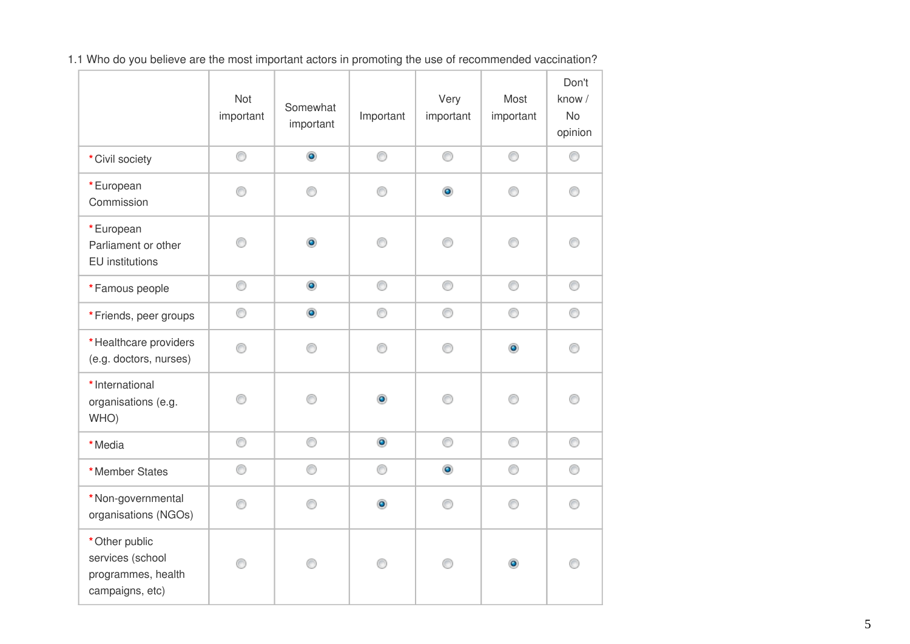1.1 Who do you believe are the most important actors in promoting the use of recommended vaccination?

| | Not important | Somewhat important | Important | Very important | Most important | Don't know / No opinion |
|---|---|---|---|---|---|---|
| * Civil society | | X | | | | |
| * European Commission | | | | X | | |
| * European Parliament or other EU institutions | | X | | | | |
| * Famous people | | X | | | | |
| * Friends, peer groups | | X | | | | |
| * Healthcare providers (e.g. doctors, nurses) | | | | | X | |
| * International organisations (e.g. WHO) | | | X | | | |
| * Media | | | X | | | |
| * Member States | | | | X | | |
| * Non-governmental organisations (NGOs) | | | X | | | |
| * Other public services (school programmes, health campaigns, etc) | | | | | X | |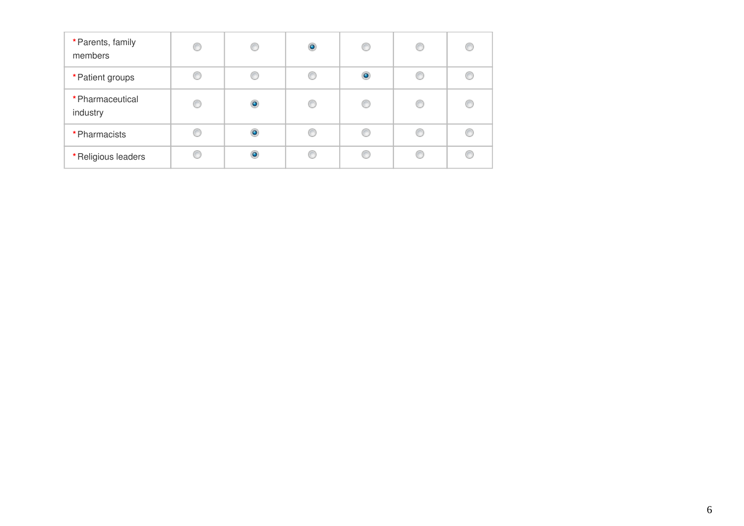| | | | | | | |
|---|---|---|---|---|---|---|
| *Parents, family members | ○ | ○ | ● | ○ | ○ | ○ |
| *Patient groups | ○ | ○ | ○ | ● | ○ | ○ |
| *Pharmaceutical industry | ○ | ● | ○ | ○ | ○ | ○ |
| *Pharmacists | ○ | ● | ○ | ○ | ○ | ○ |
| *Religious leaders | ○ | ● | ○ | ○ | ○ | ○ |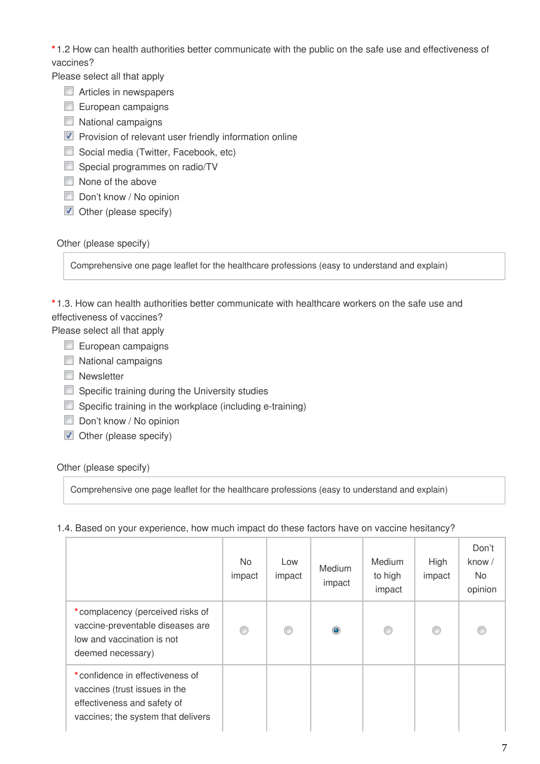*1.2 How can health authorities better communicate with the public on the safe use and effectiveness of vaccines?
Please select all that apply

- [ ] Articles in newspapers
- [ ] European campaigns
- [ ] National campaigns
- [x] Provision of relevant user friendly information online
- [ ] Social media (Twitter, Facebook, etc)
- [ ] Special programmes on radio/TV
- [ ] None of the above
- [ ] Don't know / No opinion
- [x] Other (please specify)

Other (please specify)

Comprehensive one page leaflet for the healthcare professions (easy to understand and explain)

*1.3. How can health authorities better communicate with healthcare workers on the safe use and effectiveness of vaccines?
Please select all that apply

- [ ] European campaigns
- [ ] National campaigns
- [ ] Newsletter
- [ ] Specific training during the University studies
- [ ] Specific training in the workplace (including e-training)
- [ ] Don't know / No opinion
- [x] Other (please specify)

Other (please specify)

Comprehensive one page leaflet for the healthcare professions (easy to understand and explain)

1.4. Based on your experience, how much impact do these factors have on vaccine hesitancy?

| | No impact | Low impact | Medium impact | Medium to high impact | High impact | Don't know / No opinion |
|---|---|---|---|---|---|---|
| *complacency (perceived risks of vaccine-preventable diseases are low and vaccination is not deemed necessary) | ○ | ○ | ● | ○ | ○ | ○ |
| *confidence in effectiveness of vaccines (trust issues in the effectiveness and safety of vaccines; the system that delivers | | | | | | |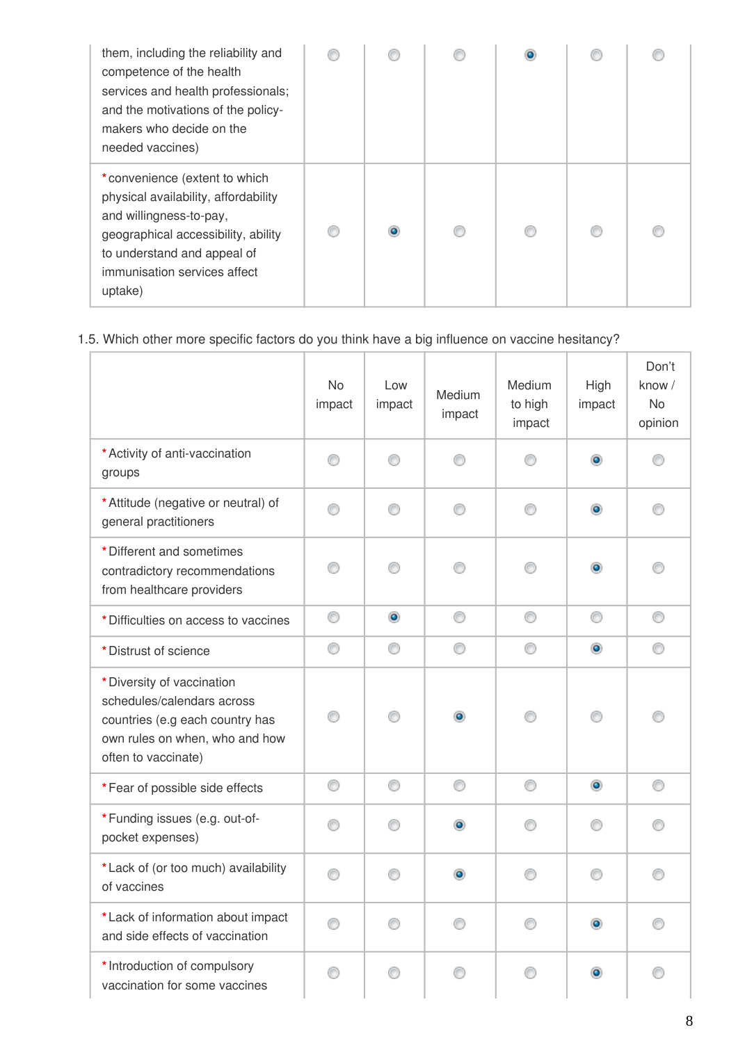| | No impact | Low impact | Medium impact | Medium to high impact | High impact | Don't know / No opinion |
|---|---|---|---|---|---|---|
| them, including the reliability and competence of the health services and health professionals; and the motivations of the policy-makers who decide on the needed vaccines) | ○ | ○ | ○ | ◉ | ○ | ○ |
| * convenience (extent to which physical availability, affordability and willingness-to-pay, geographical accessibility, ability to understand and appeal of immunisation services affect uptake) | ○ | ◉ | ○ | ○ | ○ | ○ |

1.5. Which other more specific factors do you think have a big influence on vaccine hesitancy?

| | No impact | Low impact | Medium impact | Medium to high impact | High impact | Don't know / No opinion |
|---|---|---|---|---|---|---|
| * Activity of anti-vaccination groups | ○ | ○ | ○ | ○ | ◉ | ○ |
| * Attitude (negative or neutral) of general practitioners | ○ | ○ | ○ | ○ | ◉ | ○ |
| * Different and sometimes contradictory recommendations from healthcare providers | ○ | ○ | ○ | ○ | ◉ | ○ |
| * Difficulties on access to vaccines | ○ | ◉ | ○ | ○ | ○ | ○ |
| * Distrust of science | ○ | ○ | ○ | ○ | ◉ | ○ |
| * Diversity of vaccination schedules/calendars across countries (e.g each country has own rules on when, who and how often to vaccinate) | ○ | ○ | ◉ | ○ | ○ | ○ |
| * Fear of possible side effects | ○ | ○ | ○ | ○ | ◉ | ○ |
| * Funding issues (e.g. out-of-pocket expenses) | ○ | ○ | ◉ | ○ | ○ | ○ |
| * Lack of (or too much) availability of vaccines | ○ | ○ | ◉ | ○ | ○ | ○ |
| * Lack of information about impact and side effects of vaccination | ○ | ○ | ○ | ○ | ◉ | ○ |
| * Introduction of compulsory vaccination for some vaccines | ○ | ○ | ○ | ○ | ◉ | ○ |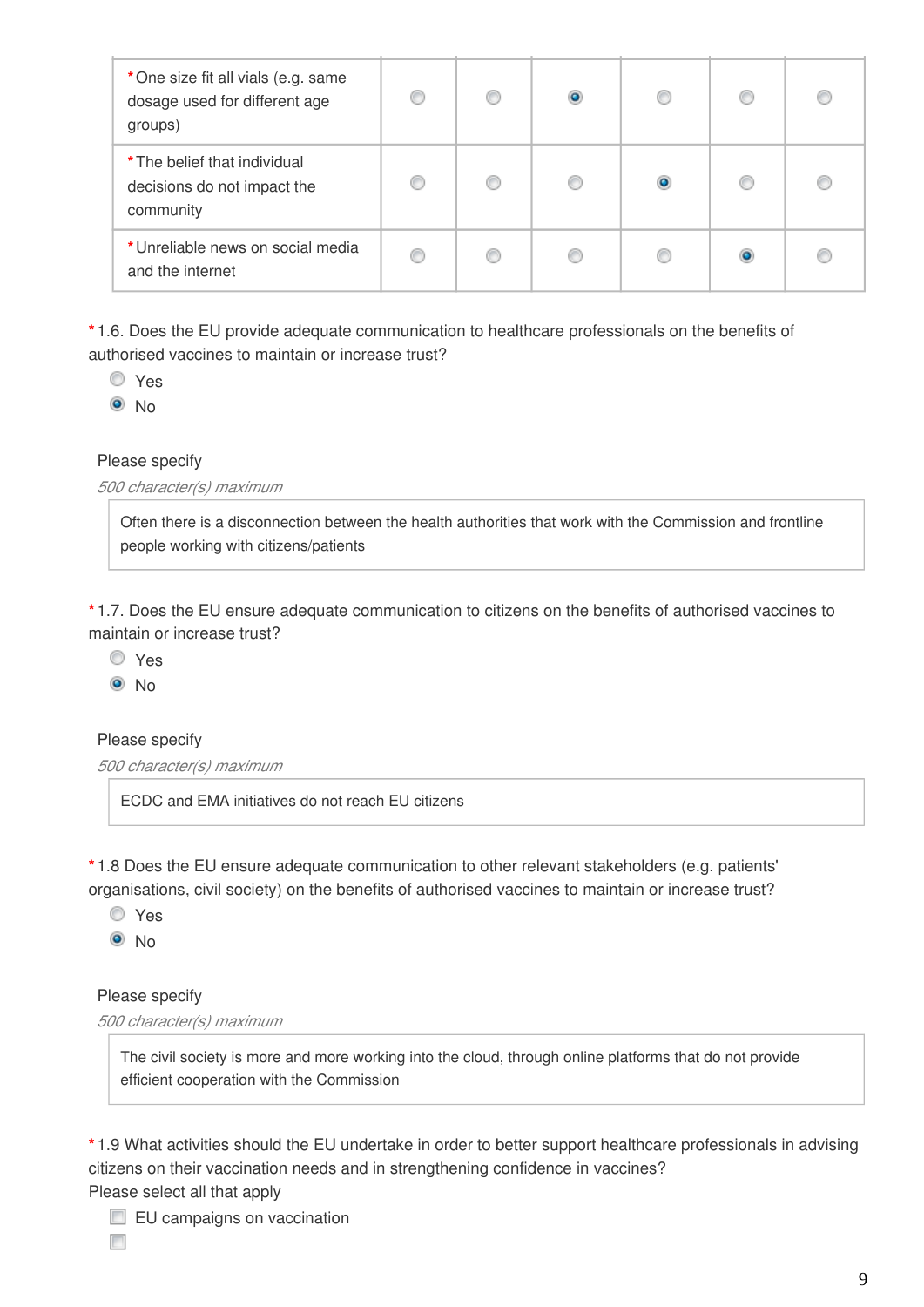| | | | | | | |
|---|---|---|---|---|---|---|
| *One size fit all vials (e.g. same dosage used for different age groups) | ◯ | ◯ | ◉ | ◯ | ◯ | ◯ |
| *The belief that individual decisions do not impact the community | ◯ | ◯ | ◯ | ◉ | ◯ | ◯ |
| *Unreliable news on social media and the internet | ◯ | ◯ | ◯ | ◯ | ◉ | ◯ |

*1.6. Does the EU provide adequate communication to healthcare professionals on the benefits of authorised vaccines to maintain or increase trust?

- ◯ Yes
- ◉ No

Please specify

*500 character(s) maximum*

Often there is a disconnection between the health authorities that work with the Commission and frontline people working with citizens/patients

*1.7. Does the EU ensure adequate communication to citizens on the benefits of authorised vaccines to maintain or increase trust?

- ◯ Yes
- ◉ No

Please specify

*500 character(s) maximum*

ECDC and EMA initiatives do not reach EU citizens

*1.8 Does the EU ensure adequate communication to other relevant stakeholders (e.g. patients' organisations, civil society) on the benefits of authorised vaccines to maintain or increase trust?

- ◯ Yes
- ◉ No

Please specify

*500 character(s) maximum*

The civil society is more and more working into the cloud, through online platforms that do not provide efficient cooperation with the Commission

*1.9 What activities should the EU undertake in order to better support healthcare professionals in advising citizens on their vaccination needs and in strengthening confidence in vaccines?
Please select all that apply

- ☐ EU campaigns on vaccination
- ☐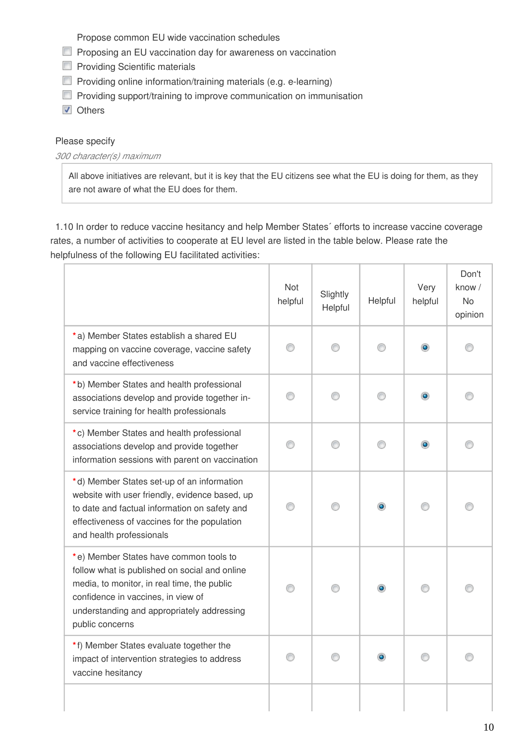Propose common EU wide vaccination schedules

- [ ] Proposing an EU vaccination day for awareness on vaccination
- [ ] Providing Scientific materials
- [ ] Providing online information/training materials (e.g. e-learning)
- [ ] Providing support/training to improve communication on immunisation
- [x] Others

Please specify

*300 character(s) maximum*

All above initiatives are relevant, but it is key that the EU citizens see what the EU is doing for them, as they are not aware of what the EU does for them.

1.10 In order to reduce vaccine hesitancy and help Member States´ efforts to increase vaccine coverage rates, a number of activities to cooperate at EU level are listed in the table below. Please rate the helpfulness of the following EU facilitated activities:

| | Not helpful | Slightly Helpful | Helpful | Very helpful | Don't know / No opinion |
|---|---|---|---|---|---|
| *a) Member States establish a shared EU mapping on vaccine coverage, vaccine safety and vaccine effectiveness | | | | X | |
| *b) Member States and health professional associations develop and provide together in-service training for health professionals | | | | X | |
| *c) Member States and health professional associations develop and provide together information sessions with parent on vaccination | | | | X | |
| *d) Member States set-up of an information website with user friendly, evidence based, up to date and factual information on safety and effectiveness of vaccines for the population and health professionals | | | X | | |
| *e) Member States have common tools to follow what is published on social and online media, to monitor, in real time, the public confidence in vaccines, in view of understanding and appropriately addressing public concerns | | | X | | |
| *f) Member States evaluate together the impact of intervention strategies to address vaccine hesitancy | | | X | | |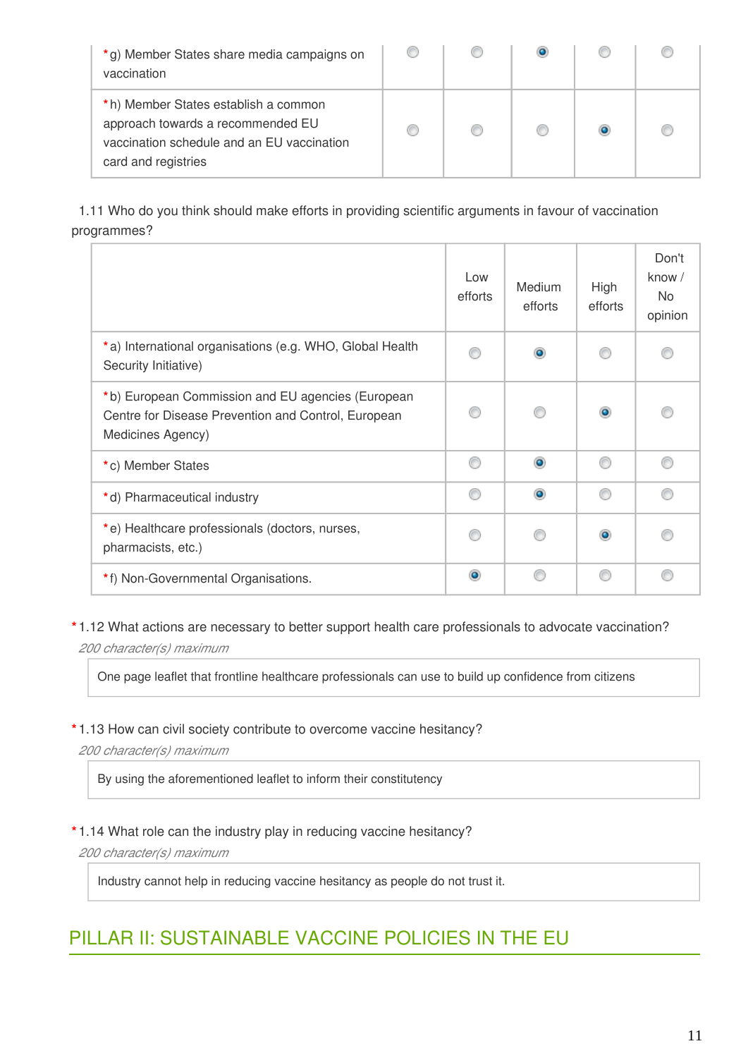| | | | | | |
|---|---|---|---|---|---|
| *g) Member States share media campaigns on vaccination | | | ● | | |
| *h) Member States establish a common approach towards a recommended EU vaccination schedule and an EU vaccination card and registries | | | | ● | |

1.11 Who do you think should make efforts in providing scientific arguments in favour of vaccination programmes?

| | Low efforts | Medium efforts | High efforts | Don't know / No opinion |
|---|---|---|---|---|
| *a) International organisations (e.g. WHO, Global Health Security Initiative) | | ● | | |
| *b) European Commission and EU agencies (European Centre for Disease Prevention and Control, European Medicines Agency) | | | ● | |
| *c) Member States | | ● | | |
| *d) Pharmaceutical industry | | ● | | |
| *e) Healthcare professionals (doctors, nurses, pharmacists, etc.) | | | ● | |
| *f) Non-Governmental Organisations. | ● | | | |

*1.12 What actions are necessary to better support health care professionals to advocate vaccination?

*200 character(s) maximum*

One page leaflet that frontline healthcare professionals can use to build up confidence from citizens

*1.13 How can civil society contribute to overcome vaccine hesitancy?

*200 character(s) maximum*

By using the aforementioned leaflet to inform their constitutency

*1.14 What role can the industry play in reducing vaccine hesitancy?

*200 character(s) maximum*

Industry cannot help in reducing vaccine hesitancy as people do not trust it.

## PILLAR II: SUSTAINABLE VACCINE POLICIES IN THE EU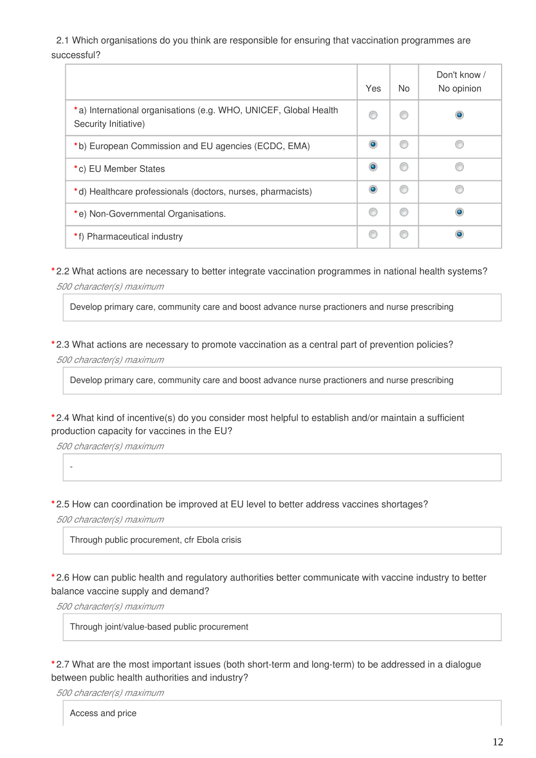2.1 Which organisations do you think are responsible for ensuring that vaccination programmes are successful?

| | Yes | No | Don't know / No opinion |
|---|---|---|---|
| *a) International organisations (e.g. WHO, UNICEF, Global Health Security Initiative) | ○ | ○ | ● |
| *b) European Commission and EU agencies (ECDC, EMA) | ● | ○ | ○ |
| *c) EU Member States | ● | ○ | ○ |
| *d) Healthcare professionals (doctors, nurses, pharmacists) | ● | ○ | ○ |
| *e) Non-Governmental Organisations. | ○ | ○ | ● |
| *f) Pharmaceutical industry | ○ | ○ | ● |

*2.2 What actions are necessary to better integrate vaccination programmes in national health systems?

*500 character(s) maximum*

Develop primary care, community care and boost advance nurse practioners and nurse prescribing

*2.3 What actions are necessary to promote vaccination as a central part of prevention policies?

*500 character(s) maximum*

Develop primary care, community care and boost advance nurse practioners and nurse prescribing

*2.4 What kind of incentive(s) do you consider most helpful to establish and/or maintain a sufficient production capacity for vaccines in the EU?

*500 character(s) maximum*

-

*2.5 How can coordination be improved at EU level to better address vaccines shortages?

*500 character(s) maximum*

Through public procurement, cfr Ebola crisis

*2.6 How can public health and regulatory authorities better communicate with vaccine industry to better balance vaccine supply and demand?

*500 character(s) maximum*

Through joint/value-based public procurement

*2.7 What are the most important issues (both short-term and long-term) to be addressed in a dialogue between public health authorities and industry?

*500 character(s) maximum*

Access and price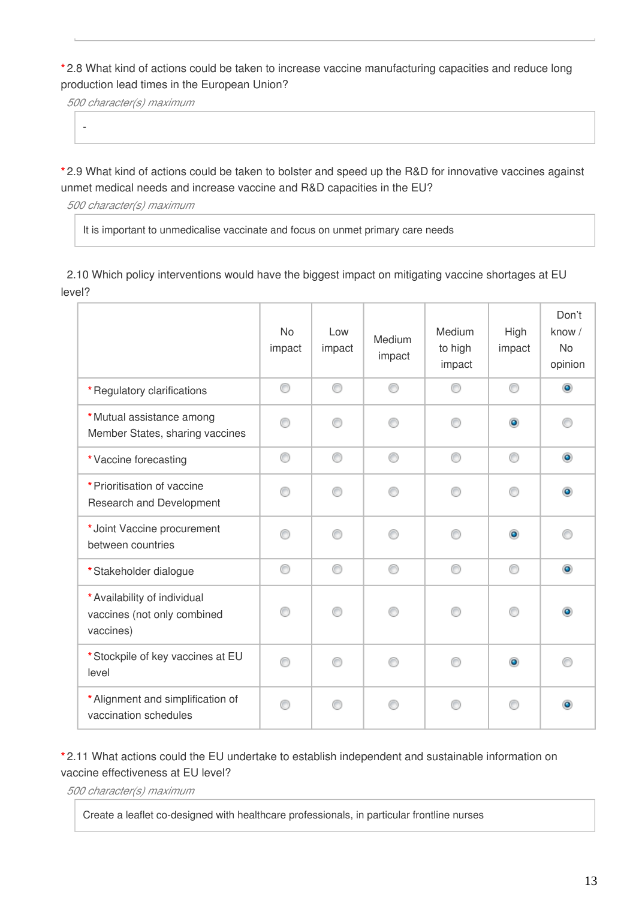*2.8 What kind of actions could be taken to increase vaccine manufacturing capacities and reduce long production lead times in the European Union?

*500 character(s) maximum*

-

*2.9 What kind of actions could be taken to bolster and speed up the R&D for innovative vaccines against unmet medical needs and increase vaccine and R&D capacities in the EU?

*500 character(s) maximum*

It is important to unmedicalise vaccinate and focus on unmet primary care needs

2.10 Which policy interventions would have the biggest impact on mitigating vaccine shortages at EU level?

| | No impact | Low impact | Medium impact | Medium to high impact | High impact | Don't know / No opinion |
|---|---|---|---|---|---|---|
| *Regulatory clarifications | | | | | | ◉ |
| *Mutual assistance among Member States, sharing vaccines | | | | | ◉ | |
| *Vaccine forecasting | | | | | | ◉ |
| *Prioritisation of vaccine Research and Development | | | | | | ◉ |
| *Joint Vaccine procurement between countries | | | | | ◉ | |
| *Stakeholder dialogue | | | | | | ◉ |
| *Availability of individual vaccines (not only combined vaccines) | | | | | | ◉ |
| *Stockpile of key vaccines at EU level | | | | | ◉ | |
| *Alignment and simplification of vaccination schedules | | | | | | ◉ |

*2.11 What actions could the EU undertake to establish independent and sustainable information on vaccine effectiveness at EU level?

*500 character(s) maximum*

Create a leaflet co-designed with healthcare professionals, in particular frontline nurses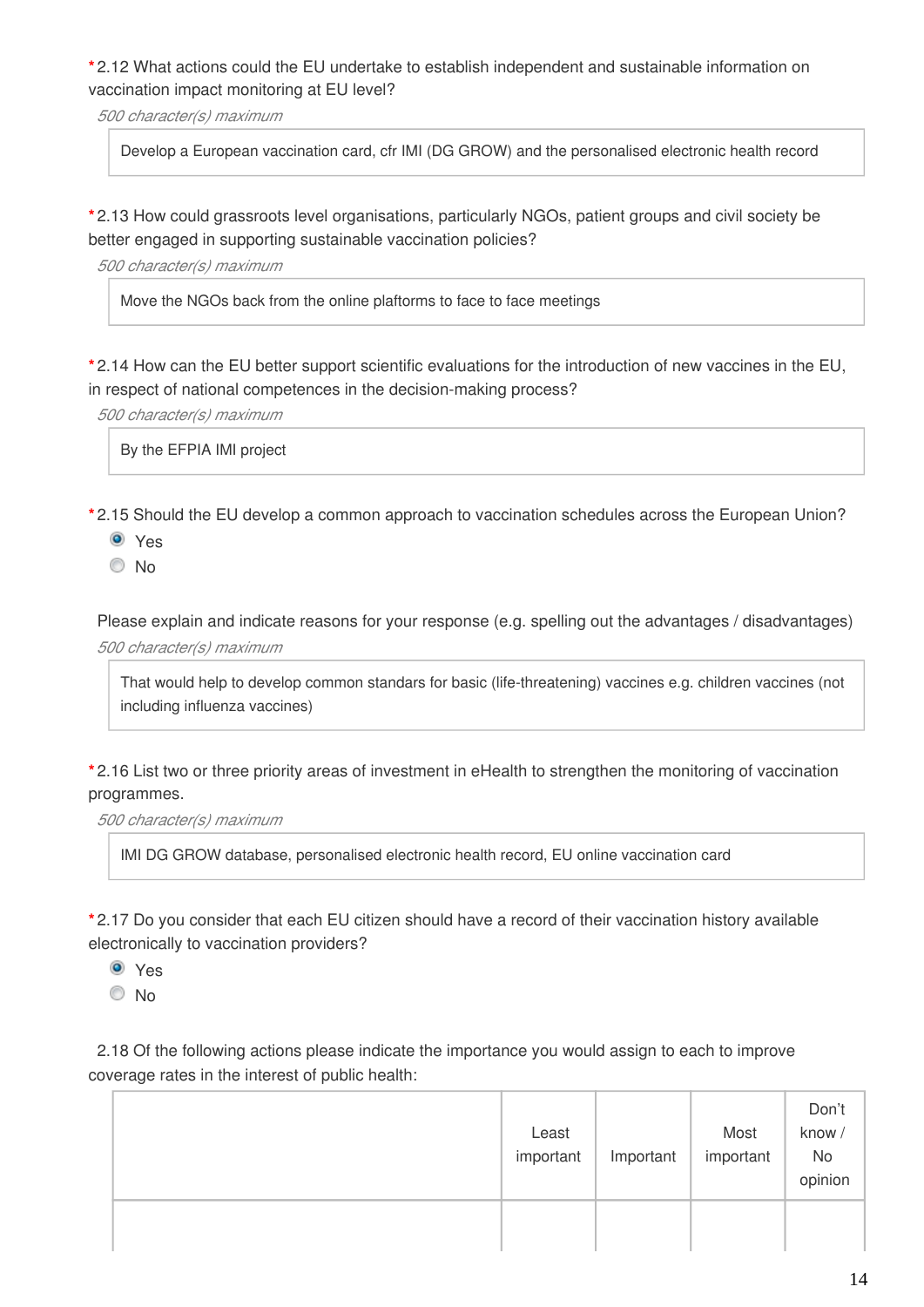*2.12 What actions could the EU undertake to establish independent and sustainable information on vaccination impact monitoring at EU level?

*500 character(s) maximum*

Develop a European vaccination card, cfr IMI (DG GROW) and the personalised electronic health record

*2.13 How could grassroots level organisations, particularly NGOs, patient groups and civil society be better engaged in supporting sustainable vaccination policies?

*500 character(s) maximum*

Move the NGOs back from the online plaftorms to face to face meetings

*2.14 How can the EU better support scientific evaluations for the introduction of new vaccines in the EU, in respect of national competences in the decision-making process?

*500 character(s) maximum*

By the EFPIA IMI project

*2.15 Should the EU develop a common approach to vaccination schedules across the European Union?

- (•) Yes
- ( ) No

Please explain and indicate reasons for your response (e.g. spelling out the advantages / disadvantages)

*500 character(s) maximum*

That would help to develop common standards for basic (life-threatening) vaccines e.g. children vaccines (not including influenza vaccines)

*2.16 List two or three priority areas of investment in eHealth to strengthen the monitoring of vaccination programmes.

*500 character(s) maximum*

IMI DG GROW database, personalised electronic health record, EU online vaccination card

*2.17 Do you consider that each EU citizen should have a record of their vaccination history available electronically to vaccination providers?

- (•) Yes
- ( ) No

2.18 Of the following actions please indicate the importance you would assign to each to improve coverage rates in the interest of public health:

| | Least important | Important | Most important | Don't know / No opinion |
|---|---|---|---|---|
| | | | | |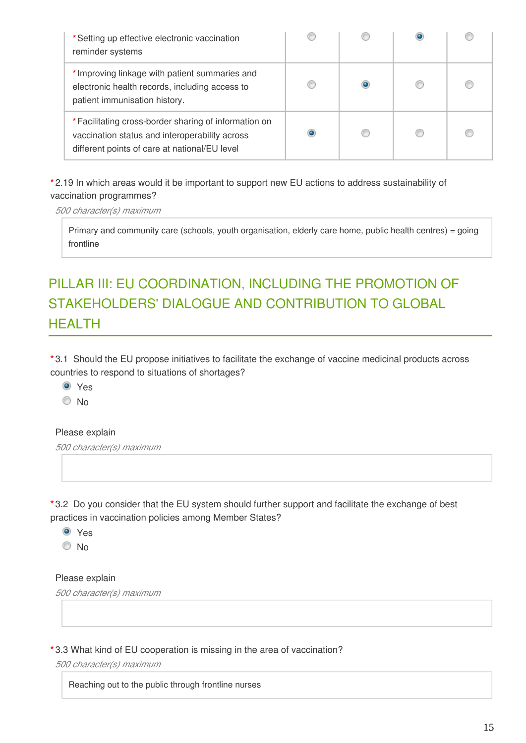| | | | | |
|---|---|---|---|---|
| *Setting up effective electronic vaccination reminder systems | ○ | ○ | ◉ | ○ |
| *Improving linkage with patient summaries and electronic health records, including access to patient immunisation history. | ○ | ◉ | ○ | ○ |
| *Facilitating cross-border sharing of information on vaccination status and interoperability across different points of care at national/EU level | ◉ | ○ | ○ | ○ |

*2.19 In which areas would it be important to support new EU actions to address sustainability of vaccination programmes?

*500 character(s) maximum*

Primary and community care (schools, youth organisation, elderly care home, public health centres) = going frontline

## PILLAR III: EU COORDINATION, INCLUDING THE PROMOTION OF STAKEHOLDERS' DIALOGUE AND CONTRIBUTION TO GLOBAL HEALTH

*3.1 Should the EU propose initiatives to facilitate the exchange of vaccine medicinal products across countries to respond to situations of shortages?

- ◉ Yes
- ○ No

Please explain

*500 character(s) maximum*

*3.2 Do you consider that the EU system should further support and facilitate the exchange of best practices in vaccination policies among Member States?

- ◉ Yes
- ○ No

Please explain

*500 character(s) maximum*

*3.3 What kind of EU cooperation is missing in the area of vaccination?

*500 character(s) maximum*

Reaching out to the public through frontline nurses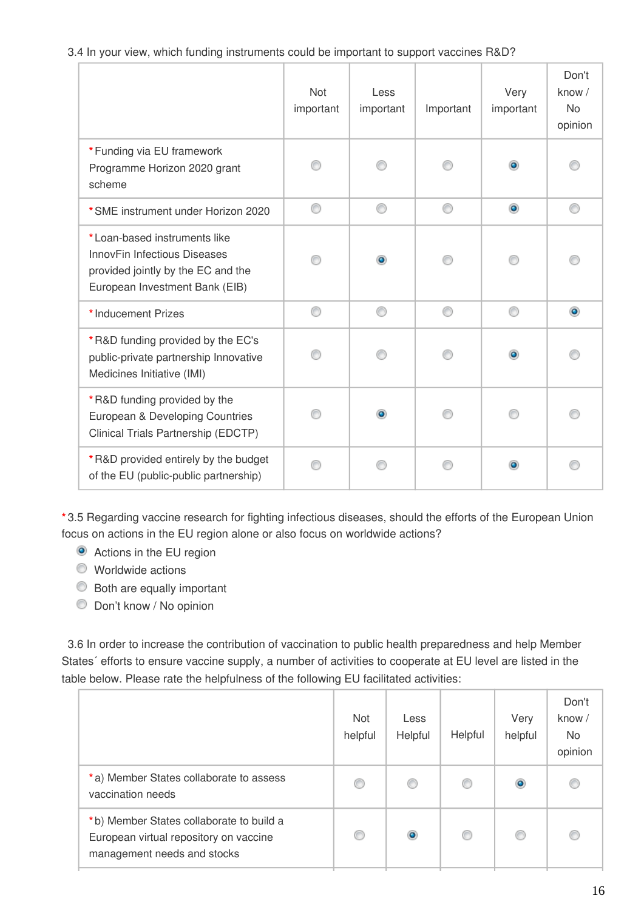3.4 In your view, which funding instruments could be important to support vaccines R&D?

| | Not important | Less important | Important | Very important | Don't know / No opinion |
|---|---|---|---|---|---|
| *Funding via EU framework Programme Horizon 2020 grant scheme | | | | ◉ | |
| *SME instrument under Horizon 2020 | | | | ◉ | |
| *Loan-based instruments like InnovFin Infectious Diseases provided jointly by the EC and the European Investment Bank (EIB) | | ◉ | | | |
| *Inducement Prizes | | | | | ◉ |
| *R&D funding provided by the EC's public-private partnership Innovative Medicines Initiative (IMI) | | | | ◉ | |
| *R&D funding provided by the European & Developing Countries Clinical Trials Partnership (EDCTP) | | ◉ | | | |
| *R&D provided entirely by the budget of the EU (public-public partnership) | | | | ◉ | |

*3.5 Regarding vaccine research for fighting infectious diseases, should the efforts of the European Union focus on actions in the EU region alone or also focus on worldwide actions?

- ◉ Actions in the EU region
- ○ Worldwide actions
- ○ Both are equally important
- ○ Don't know / No opinion

3.6 In order to increase the contribution of vaccination to public health preparedness and help Member States´ efforts to ensure vaccine supply, a number of activities to cooperate at EU level are listed in the table below. Please rate the helpfulness of the following EU facilitated activities:

| | Not helpful | Less Helpful | Helpful | Very helpful | Don't know / No opinion |
|---|---|---|---|---|---|
| *a) Member States collaborate to assess vaccination needs | | | | ◉ | |
| *b) Member States collaborate to build a European virtual repository on vaccine management needs and stocks | | ◉ | | | |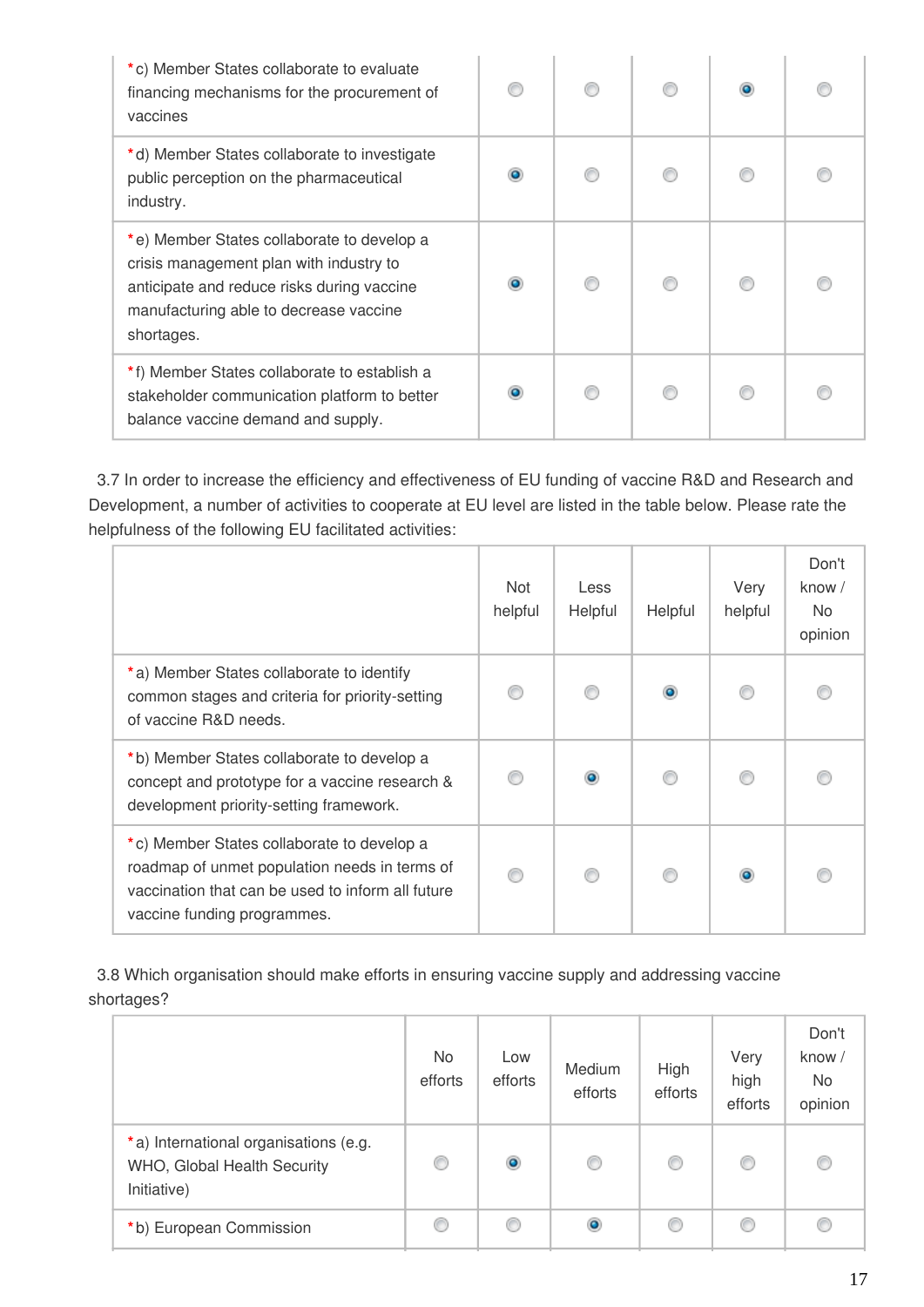| | | | | | |
|---|---|---|---|---|---|
| *c) Member States collaborate to evaluate financing mechanisms for the procurement of vaccines | ○ | ○ | ○ | ◉ | ○ |
| *d) Member States collaborate to investigate public perception on the pharmaceutical industry. | ◉ | ○ | ○ | ○ | ○ |
| *e) Member States collaborate to develop a crisis management plan with industry to anticipate and reduce risks during vaccine manufacturing able to decrease vaccine shortages. | ◉ | ○ | ○ | ○ | ○ |
| *f) Member States collaborate to establish a stakeholder communication platform to better balance vaccine demand and supply. | ◉ | ○ | ○ | ○ | ○ |

3.7 In order to increase the efficiency and effectiveness of EU funding of vaccine R&D and Research and Development, a number of activities to cooperate at EU level are listed in the table below. Please rate the helpfulness of the following EU facilitated activities:

| | Not helpful | Less Helpful | Helpful | Very helpful | Don't know / No opinion |
|---|---|---|---|---|---|
| *a) Member States collaborate to identify common stages and criteria for priority-setting of vaccine R&D needs. | ○ | ○ | ◉ | ○ | ○ |
| *b) Member States collaborate to develop a concept and prototype for a vaccine research & development priority-setting framework. | ○ | ◉ | ○ | ○ | ○ |
| *c) Member States collaborate to develop a roadmap of unmet population needs in terms of vaccination that can be used to inform all future vaccine funding programmes. | ○ | ○ | ○ | ◉ | ○ |

3.8 Which organisation should make efforts in ensuring vaccine supply and addressing vaccine shortages?

| | No efforts | Low efforts | Medium efforts | High efforts | Very high efforts | Don't know / No opinion |
|---|---|---|---|---|---|---|
| *a) International organisations (e.g. WHO, Global Health Security Initiative) | ○ | ◉ | ○ | ○ | ○ | ○ |
| *b) European Commission | ○ | ○ | ◉ | ○ | ○ | ○ |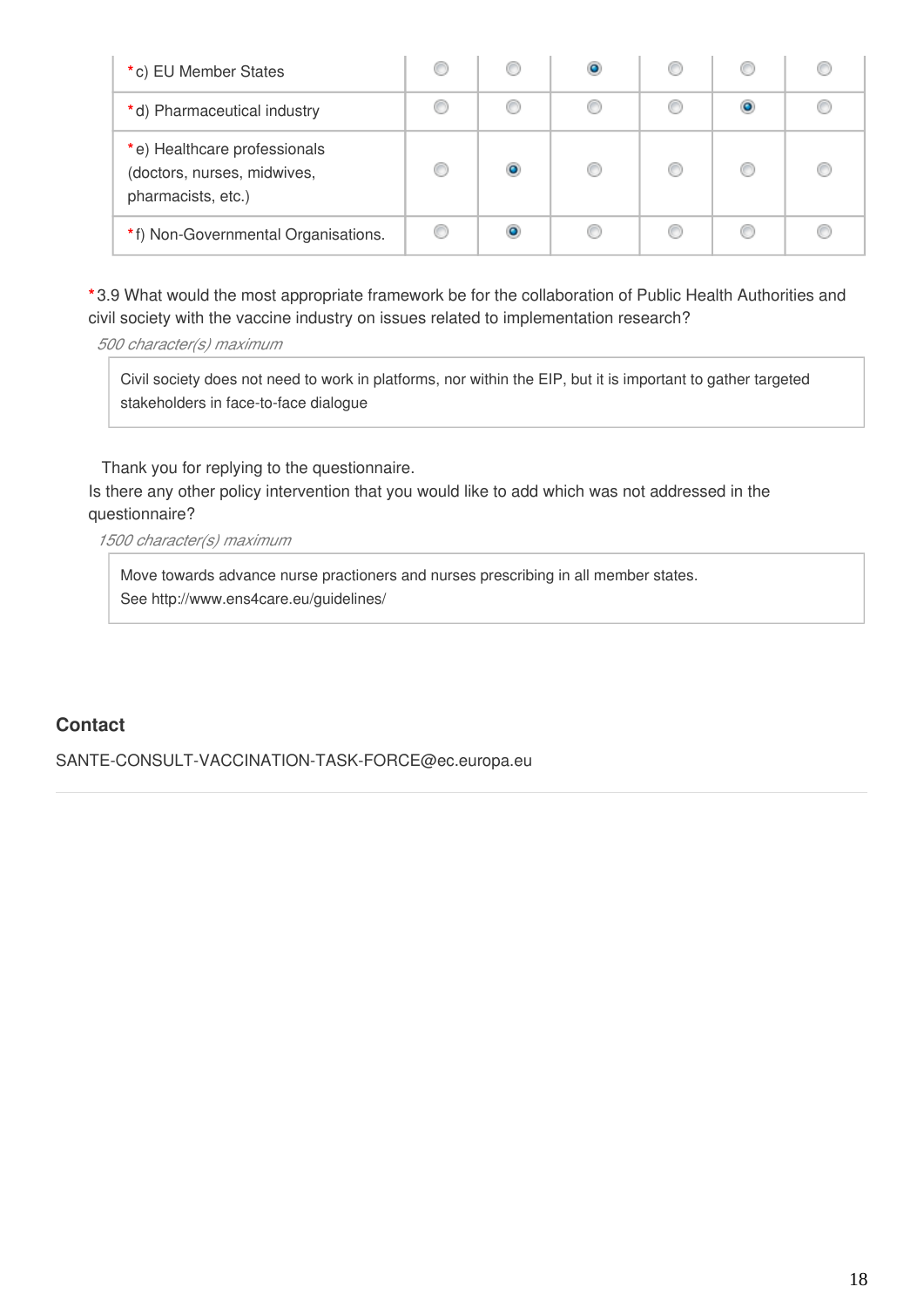| | | | | | | |
|---|---|---|---|---|---|---|
| *c) EU Member States | ◯ | ◯ | ◉ | ◯ | ◯ | ◯ |
| *d) Pharmaceutical industry | ◯ | ◯ | ◯ | ◯ | ◉ | ◯ |
| *e) Healthcare professionals (doctors, nurses, midwives, pharmacists, etc.) | ◯ | ◉ | ◯ | ◯ | ◯ | ◯ |
| *f) Non-Governmental Organisations. | ◯ | ◉ | ◯ | ◯ | ◯ | ◯ |

*3.9 What would the most appropriate framework be for the collaboration of Public Health Authorities and civil society with the vaccine industry on issues related to implementation research?

*500 character(s) maximum*

> Civil society does not need to work in platforms, nor within the EIP, but it is important to gather targeted stakeholders in face-to-face dialogue

Thank you for replying to the questionnaire.

Is there any other policy intervention that you would like to add which was not addressed in the questionnaire?

*1500 character(s) maximum*

> Move towards advance nurse practioners and nurses prescribing in all member states.
> See http://www.ens4care.eu/guidelines/

## Contact

SANTE-CONSULT-VACCINATION-TASK-FORCE@ec.europa.eu